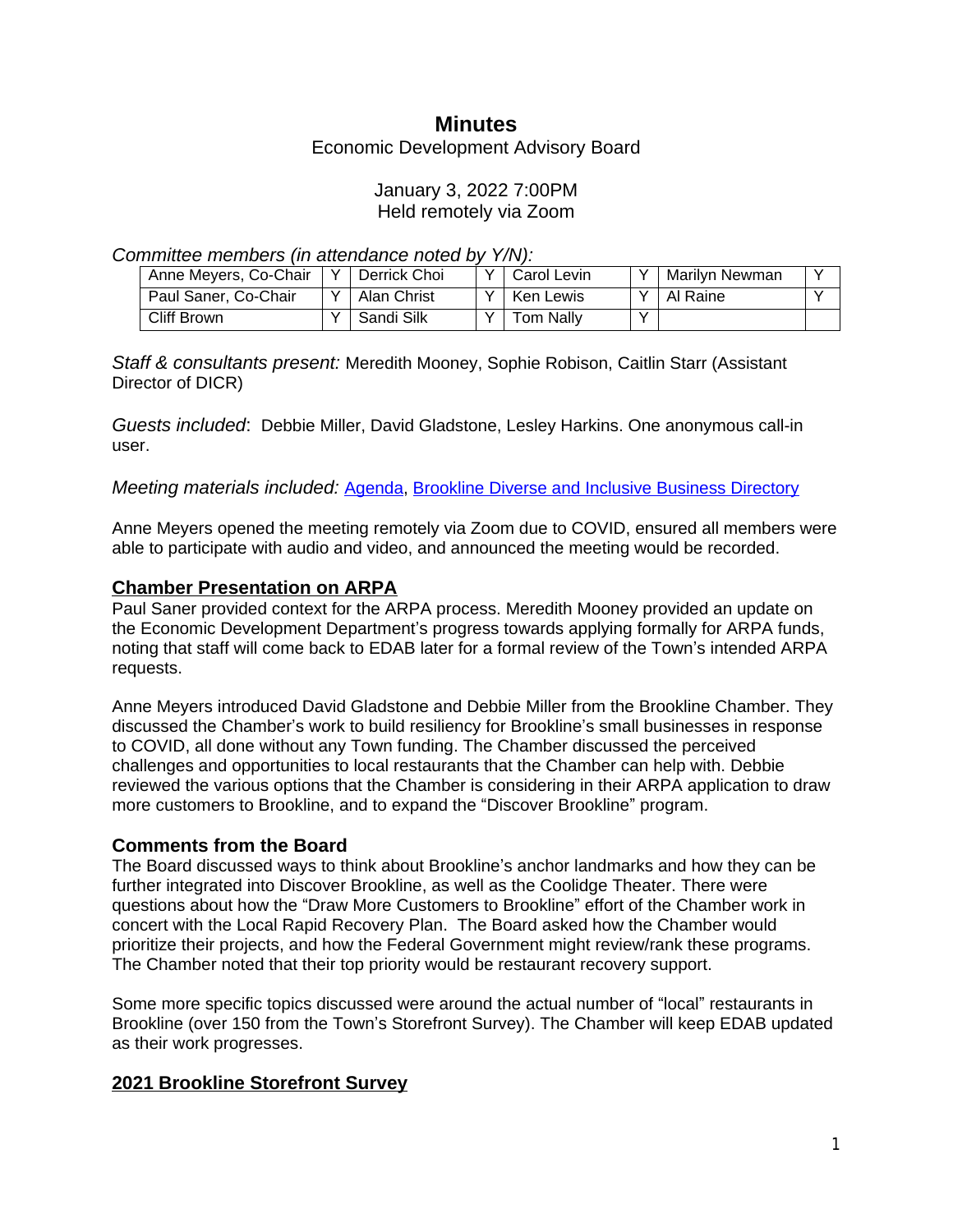# Minutes

Economic Development Advisory Board

January 3, 2022 7:00PM
Held remotely via Zoom

*Committee members (in attendance noted by Y/N):*

| Anne Meyers, Co-Chair | Y | Derrick Choi | Y | Carol Levin | Y | Marilyn Newman | Y |
|---|---|---|---|---|---|---|---|
| Paul Saner, Co-Chair | Y | Alan Christ | Y | Ken Lewis | Y | Al Raine | Y |
| Cliff Brown | Y | Sandi Silk | Y | Tom Nally | Y | | |

*Staff & consultants present:* Meredith Mooney, Sophie Robison, Caitlin Starr (Assistant Director of DICR)

*Guests included*: Debbie Miller, David Gladstone, Lesley Harkins. One anonymous call-in user.

*Meeting materials included:* [Agenda](), [Brookline Diverse and Inclusive Business Directory]()

Anne Meyers opened the meeting remotely via Zoom due to COVID, ensured all members were able to participate with audio and video, and announced the meeting would be recorded.

## Chamber Presentation on ARPA

Paul Saner provided context for the ARPA process. Meredith Mooney provided an update on the Economic Development Department's progress towards applying formally for ARPA funds, noting that staff will come back to EDAB later for a formal review of the Town's intended ARPA requests.

Anne Meyers introduced David Gladstone and Debbie Miller from the Brookline Chamber. They discussed the Chamber's work to build resiliency for Brookline's small businesses in response to COVID, all done without any Town funding. The Chamber discussed the perceived challenges and opportunities to local restaurants that the Chamber can help with. Debbie reviewed the various options that the Chamber is considering in their ARPA application to draw more customers to Brookline, and to expand the "Discover Brookline" program.

### Comments from the Board

The Board discussed ways to think about Brookline's anchor landmarks and how they can be further integrated into Discover Brookline, as well as the Coolidge Theater. There were questions about how the "Draw More Customers to Brookline" effort of the Chamber work in concert with the Local Rapid Recovery Plan. The Board asked how the Chamber would prioritize their projects, and how the Federal Government might review/rank these programs. The Chamber noted that their top priority would be restaurant recovery support.

Some more specific topics discussed were around the actual number of "local" restaurants in Brookline (over 150 from the Town's Storefront Survey). The Chamber will keep EDAB updated as their work progresses.

## 2021 Brookline Storefront Survey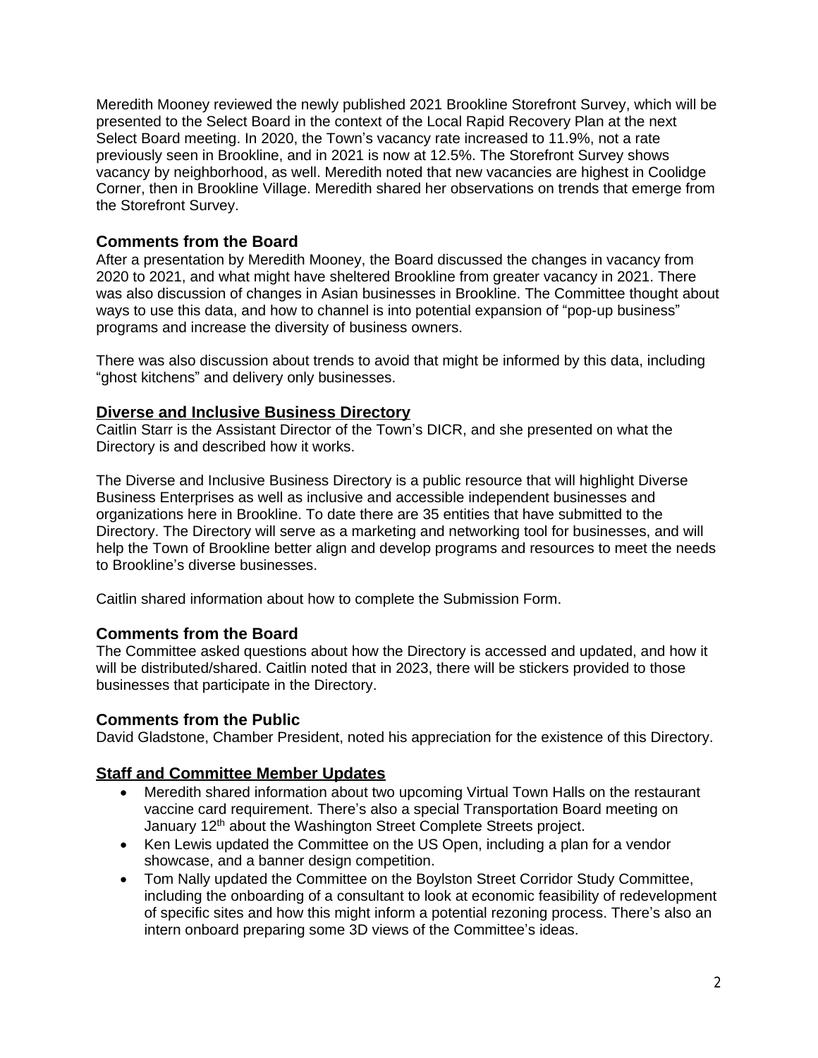Meredith Mooney reviewed the newly published 2021 Brookline Storefront Survey, which will be presented to the Select Board in the context of the Local Rapid Recovery Plan at the next Select Board meeting. In 2020, the Town's vacancy rate increased to 11.9%, not a rate previously seen in Brookline, and in 2021 is now at 12.5%. The Storefront Survey shows vacancy by neighborhood, as well. Meredith noted that new vacancies are highest in Coolidge Corner, then in Brookline Village. Meredith shared her observations on trends that emerge from the Storefront Survey.

### Comments from the Board

After a presentation by Meredith Mooney, the Board discussed the changes in vacancy from 2020 to 2021, and what might have sheltered Brookline from greater vacancy in 2021. There was also discussion of changes in Asian businesses in Brookline. The Committee thought about ways to use this data, and how to channel is into potential expansion of "pop-up business" programs and increase the diversity of business owners.

There was also discussion about trends to avoid that might be informed by this data, including "ghost kitchens" and delivery only businesses.

## Diverse and Inclusive Business Directory

Caitlin Starr is the Assistant Director of the Town's DICR, and she presented on what the Directory is and described how it works.

The Diverse and Inclusive Business Directory is a public resource that will highlight Diverse Business Enterprises as well as inclusive and accessible independent businesses and organizations here in Brookline. To date there are 35 entities that have submitted to the Directory. The Directory will serve as a marketing and networking tool for businesses, and will help the Town of Brookline better align and develop programs and resources to meet the needs to Brookline's diverse businesses.

Caitlin shared information about how to complete the Submission Form.

### Comments from the Board

The Committee asked questions about how the Directory is accessed and updated, and how it will be distributed/shared. Caitlin noted that in 2023, there will be stickers provided to those businesses that participate in the Directory.

### Comments from the Public

David Gladstone, Chamber President, noted his appreciation for the existence of this Directory.

## Staff and Committee Member Updates

- Meredith shared information about two upcoming Virtual Town Halls on the restaurant vaccine card requirement. There's also a special Transportation Board meeting on January 12th about the Washington Street Complete Streets project.
- Ken Lewis updated the Committee on the US Open, including a plan for a vendor showcase, and a banner design competition.
- Tom Nally updated the Committee on the Boylston Street Corridor Study Committee, including the onboarding of a consultant to look at economic feasibility of redevelopment of specific sites and how this might inform a potential rezoning process. There's also an intern onboard preparing some 3D views of the Committee's ideas.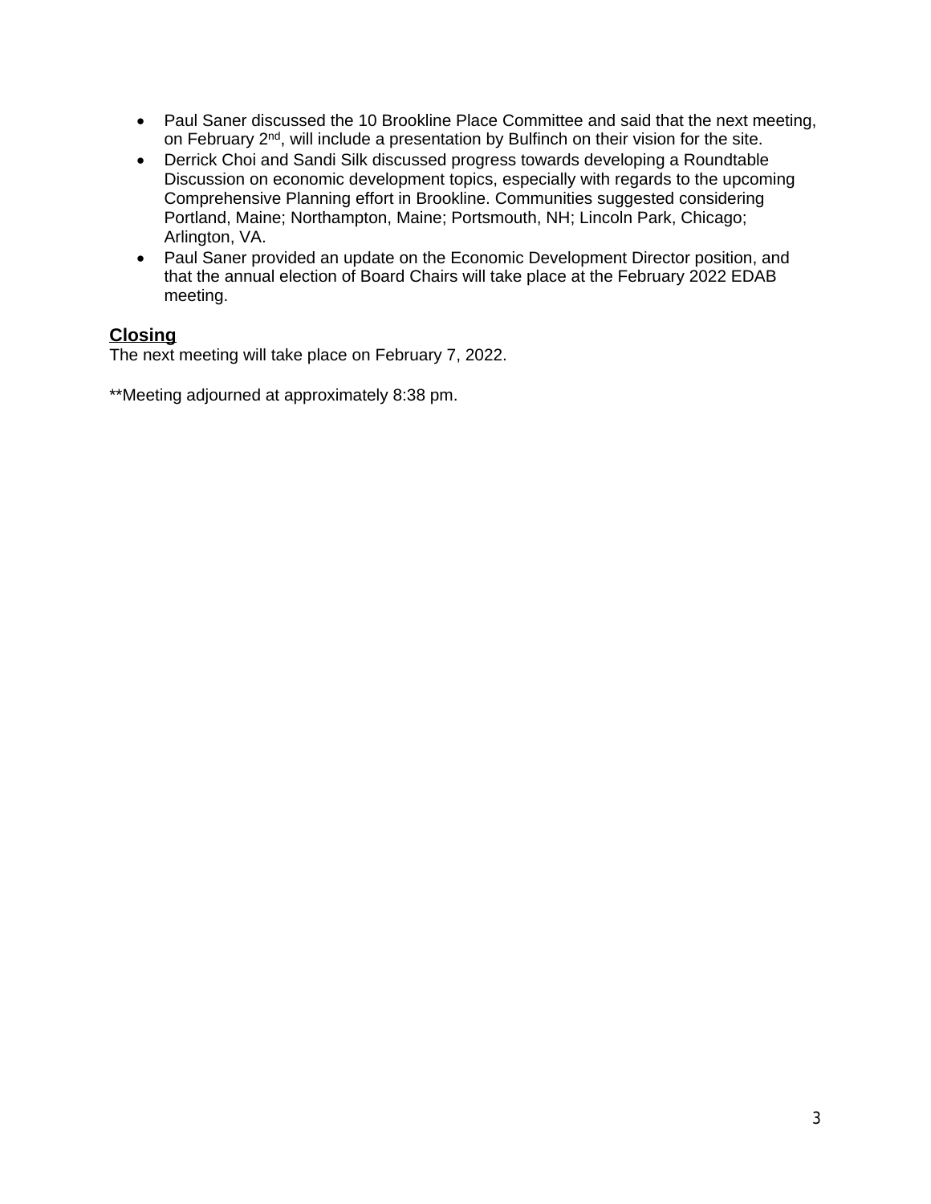- Paul Saner discussed the 10 Brookline Place Committee and said that the next meeting, on February 2nd, will include a presentation by Bulfinch on their vision for the site.
- Derrick Choi and Sandi Silk discussed progress towards developing a Roundtable Discussion on economic development topics, especially with regards to the upcoming Comprehensive Planning effort in Brookline. Communities suggested considering Portland, Maine; Northampton, Maine; Portsmouth, NH; Lincoln Park, Chicago; Arlington, VA.
- Paul Saner provided an update on the Economic Development Director position, and that the annual election of Board Chairs will take place at the February 2022 EDAB meeting.

**Closing**

The next meeting will take place on February 7, 2022.

**Meeting adjourned at approximately 8:38 pm.